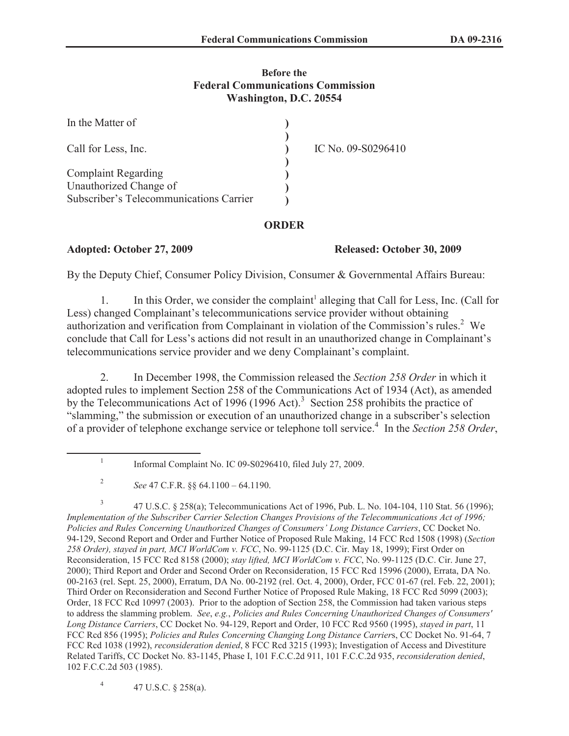**Before the**
**Federal Communications Commission**
**Washington, D.C. 20554**

| | | |
|---|---|---|
| In the Matter of | ) | |
| | ) | |
| Call for Less, Inc. | ) | IC No. 09-S0296410 |
| | ) | |
| Complaint Regarding | ) | |
| Unauthorized Change of | ) | |
| Subscriber's Telecommunications Carrier | ) | |

**ORDER**

**Adopted: October 27, 2009** **Released: October 30, 2009**

By the Deputy Chief, Consumer Policy Division, Consumer & Governmental Affairs Bureau:

1. In this Order, we consider the complaint[1] alleging that Call for Less, Inc. (Call for Less) changed Complainant's telecommunications service provider without obtaining authorization and verification from Complainant in violation of the Commission's rules.[2] We conclude that Call for Less's actions did not result in an unauthorized change in Complainant's telecommunications service provider and we deny Complainant's complaint.

2. In December 1998, the Commission released the *Section 258 Order* in which it adopted rules to implement Section 258 of the Communications Act of 1934 (Act), as amended by the Telecommunications Act of 1996 (1996 Act).[3] Section 258 prohibits the practice of "slamming," the submission or execution of an unauthorized change in a subscriber's selection of a provider of telephone exchange service or telephone toll service.[4] In the *Section 258 Order*,

---

[1] Informal Complaint No. IC 09-S0296410, filed July 27, 2009.

[2] *See* 47 C.F.R. §§ 64.1100 – 64.1190.

[3] 47 U.S.C. § 258(a); Telecommunications Act of 1996, Pub. L. No. 104-104, 110 Stat. 56 (1996); *Implementation of the Subscriber Carrier Selection Changes Provisions of the Telecommunications Act of 1996; Policies and Rules Concerning Unauthorized Changes of Consumers' Long Distance Carriers*, CC Docket No. 94-129, Second Report and Order and Further Notice of Proposed Rule Making, 14 FCC Rcd 1508 (1998) (*Section 258 Order), stayed in part, MCI WorldCom v. FCC*, No. 99-1125 (D.C. Cir. May 18, 1999); First Order on Reconsideration, 15 FCC Rcd 8158 (2000); *stay lifted, MCI WorldCom v. FCC*, No. 99-1125 (D.C. Cir. June 27, 2000); Third Report and Order and Second Order on Reconsideration, 15 FCC Rcd 15996 (2000), Errata, DA No. 00-2163 (rel. Sept. 25, 2000), Erratum, DA No. 00-2192 (rel. Oct. 4, 2000), Order, FCC 01-67 (rel. Feb. 22, 2001); Third Order on Reconsideration and Second Further Notice of Proposed Rule Making, 18 FCC Rcd 5099 (2003); Order, 18 FCC Rcd 10997 (2003). Prior to the adoption of Section 258, the Commission had taken various steps to address the slamming problem. *See*, *e.g.*, *Policies and Rules Concerning Unauthorized Changes of Consumers' Long Distance Carriers*, CC Docket No. 94-129, Report and Order, 10 FCC Rcd 9560 (1995), *stayed in part*, 11 FCC Rcd 856 (1995); *Policies and Rules Concerning Changing Long Distance Carrier*s, CC Docket No. 91-64, 7 FCC Rcd 1038 (1992), *reconsideration denied*, 8 FCC Rcd 3215 (1993); Investigation of Access and Divestiture Related Tariffs, CC Docket No. 83-1145, Phase I, 101 F.C.C.2d 911, 101 F.C.C.2d 935, *reconsideration denied*, 102 F.C.C.2d 503 (1985).

[4] 47 U.S.C. § 258(a).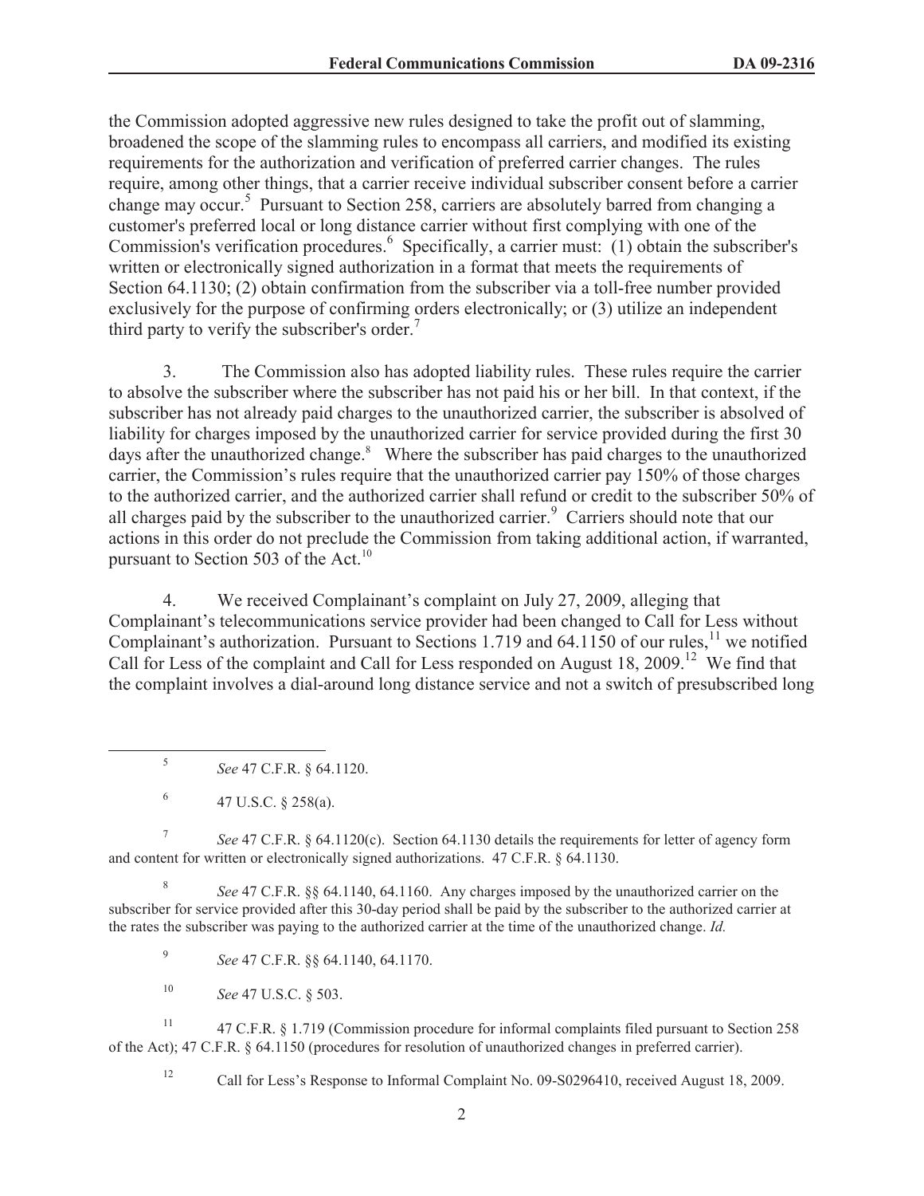the Commission adopted aggressive new rules designed to take the profit out of slamming, broadened the scope of the slamming rules to encompass all carriers, and modified its existing requirements for the authorization and verification of preferred carrier changes. The rules require, among other things, that a carrier receive individual subscriber consent before a carrier change may occur.[5] Pursuant to Section 258, carriers are absolutely barred from changing a customer's preferred local or long distance carrier without first complying with one of the Commission's verification procedures.[6] Specifically, a carrier must: (1) obtain the subscriber's written or electronically signed authorization in a format that meets the requirements of Section 64.1130; (2) obtain confirmation from the subscriber via a toll-free number provided exclusively for the purpose of confirming orders electronically; or (3) utilize an independent third party to verify the subscriber's order.[7]

3. The Commission also has adopted liability rules. These rules require the carrier to absolve the subscriber where the subscriber has not paid his or her bill. In that context, if the subscriber has not already paid charges to the unauthorized carrier, the subscriber is absolved of liability for charges imposed by the unauthorized carrier for service provided during the first 30 days after the unauthorized change.[8] Where the subscriber has paid charges to the unauthorized carrier, the Commission's rules require that the unauthorized carrier pay 150% of those charges to the authorized carrier, and the authorized carrier shall refund or credit to the subscriber 50% of all charges paid by the subscriber to the unauthorized carrier.[9] Carriers should note that our actions in this order do not preclude the Commission from taking additional action, if warranted, pursuant to Section 503 of the Act.[10]

4. We received Complainant's complaint on July 27, 2009, alleging that Complainant's telecommunications service provider had been changed to Call for Less without Complainant's authorization. Pursuant to Sections 1.719 and 64.1150 of our rules,[11] we notified Call for Less of the complaint and Call for Less responded on August 18, 2009.[12] We find that the complaint involves a dial-around long distance service and not a switch of presubscribed long

---

[5] *See* 47 C.F.R. § 64.1120.

[6] 47 U.S.C. § 258(a).

[7] *See* 47 C.F.R. § 64.1120(c). Section 64.1130 details the requirements for letter of agency form and content for written or electronically signed authorizations. 47 C.F.R. § 64.1130.

[8] *See* 47 C.F.R. §§ 64.1140, 64.1160. Any charges imposed by the unauthorized carrier on the subscriber for service provided after this 30-day period shall be paid by the subscriber to the authorized carrier at the rates the subscriber was paying to the authorized carrier at the time of the unauthorized change. *Id.*

[9] *See* 47 C.F.R. §§ 64.1140, 64.1170.

[10] *See* 47 U.S.C. § 503.

[11] 47 C.F.R. § 1.719 (Commission procedure for informal complaints filed pursuant to Section 258 of the Act); 47 C.F.R. § 64.1150 (procedures for resolution of unauthorized changes in preferred carrier).

[12] Call for Less's Response to Informal Complaint No. 09-S0296410, received August 18, 2009.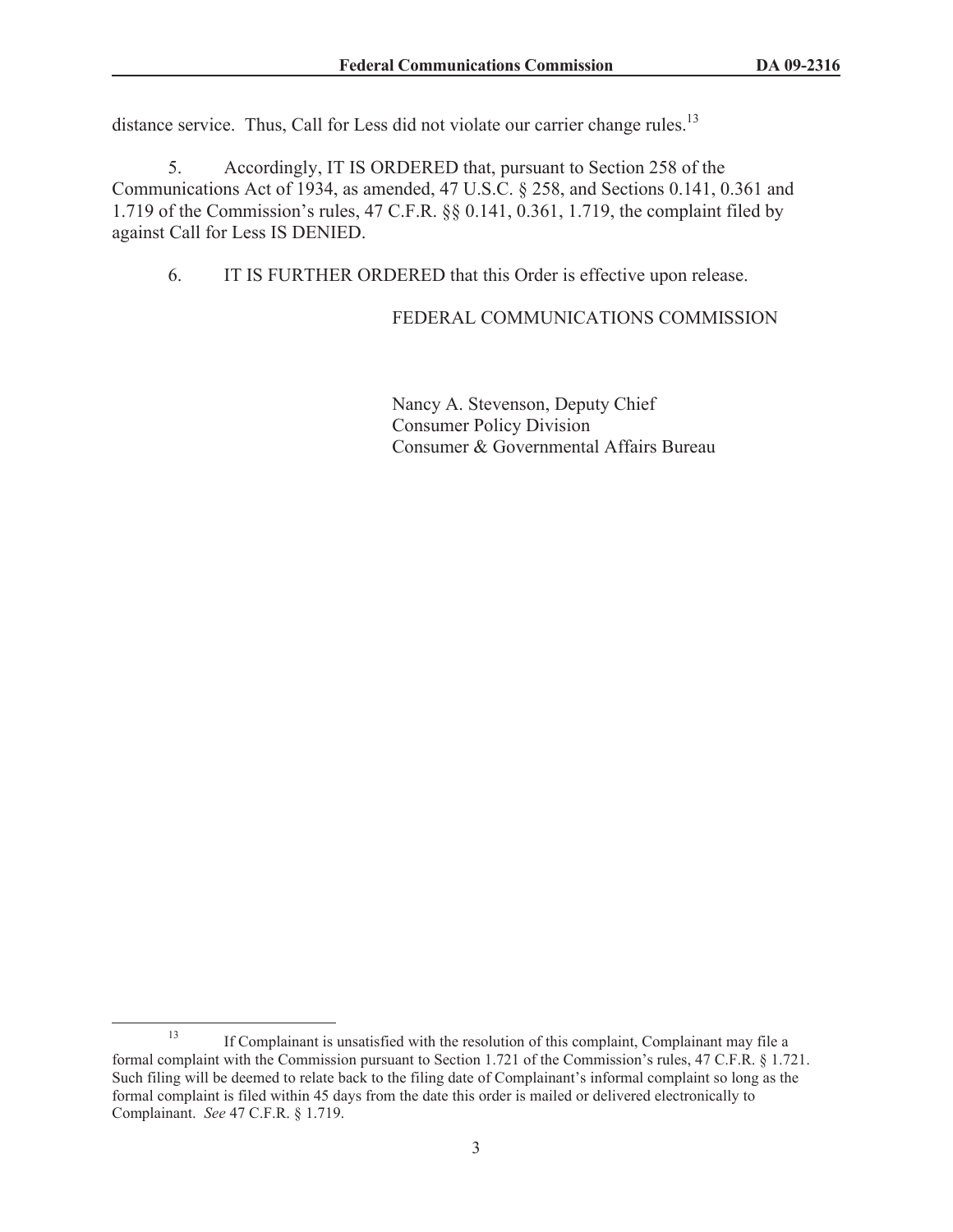distance service. Thus, Call for Less did not violate our carrier change rules.[13]

5. Accordingly, IT IS ORDERED that, pursuant to Section 258 of the Communications Act of 1934, as amended, 47 U.S.C. § 258, and Sections 0.141, 0.361 and 1.719 of the Commission's rules, 47 C.F.R. §§ 0.141, 0.361, 1.719, the complaint filed by against Call for Less IS DENIED.

6. IT IS FURTHER ORDERED that this Order is effective upon release.

FEDERAL COMMUNICATIONS COMMISSION

Nancy A. Stevenson, Deputy Chief
Consumer Policy Division
Consumer & Governmental Affairs Bureau

---

[13] If Complainant is unsatisfied with the resolution of this complaint, Complainant may file a formal complaint with the Commission pursuant to Section 1.721 of the Commission's rules, 47 C.F.R. § 1.721. Such filing will be deemed to relate back to the filing date of Complainant's informal complaint so long as the formal complaint is filed within 45 days from the date this order is mailed or delivered electronically to Complainant. *See* 47 C.F.R. § 1.719.